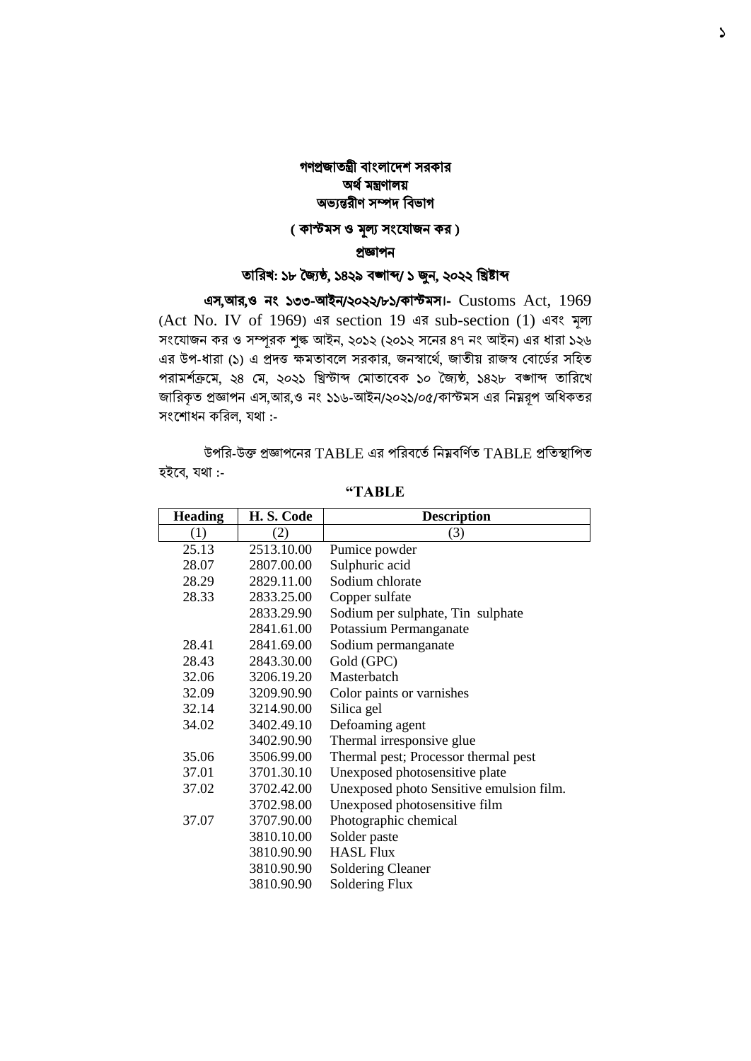# গণপ্রজাতন্ত্রী বাংলাদেশ সরকার
## অর্থ মন্ত্রণালয়
## অভ্যন্তরীণ সম্পদ বিভাগ

### ( কাস্টমস ও মূল্য সংযোজন কর )

### প্রজ্ঞাপন

### তারিখ: ১৮ জ্যৈষ্ঠ, ১৪২৯ বঙ্গাব্দ/ ১ জুন, ২০২২ খ্রিষ্টাব্দ

**এস,আর,ও নং ১৩৩-আইন/২০২২/৮১/কাস্টমস।-** Customs Act, 1969 (Act No. IV of 1969) এর section 19 এর sub-section (1) এবং মূল্য সংযোজন কর ও সম্পূরক শুল্ক আইন, ২০১২ (২০১২ সনের ৪৭ নং আইন) এর ধারা ১২৬ এর উপ-ধারা (১) এ প্রদত্ত ক্ষমতাবলে সরকার, জনস্বার্থে, জাতীয় রাজস্ব বোর্ডের সহিত পরামর্শক্রমে, ২৪ মে, ২০২১ খ্রিস্টাব্দ মোতাবেক ১০ জ্যৈষ্ঠ, ১৪২৮ বঙ্গাব্দ তারিখে জারিকৃত প্রজ্ঞাপন এস,আর,ও নং ১১৬-আইন/২০২১/০৫/কাস্টমস এর নিম্নরূপ অধিকতর সংশোধন করিল, যথা :-

উপরি-উক্ত প্রজ্ঞাপনের TABLE এর পরিবর্তে নিম্নবর্ণিত TABLE প্রতিস্থাপিত হইবে, যথা :-

**"TABLE**

| Heading | H. S. Code | Description |
|---|---|---|
| (1) | (2) | (3) |
| 25.13 | 2513.10.00 | Pumice powder |
| 28.07 | 2807.00.00 | Sulphuric acid |
| 28.29 | 2829.11.00 | Sodium chlorate |
| 28.33 | 2833.25.00 | Copper sulfate |
| | 2833.29.90 | Sodium per sulphate, Tin sulphate |
| | 2841.61.00 | Potassium Permanganate |
| 28.41 | 2841.69.00 | Sodium permanganate |
| 28.43 | 2843.30.00 | Gold (GPC) |
| 32.06 | 3206.19.20 | Masterbatch |
| 32.09 | 3209.90.90 | Color paints or varnishes |
| 32.14 | 3214.90.00 | Silica gel |
| 34.02 | 3402.49.10 | Defoaming agent |
| | 3402.90.90 | Thermal irresponsive glue |
| 35.06 | 3506.99.00 | Thermal pest; Processor thermal pest |
| 37.01 | 3701.30.10 | Unexposed photosensitive plate |
| 37.02 | 3702.42.00 | Unexposed photo Sensitive emulsion film. |
| | 3702.98.00 | Unexposed photosensitive film |
| 37.07 | 3707.90.00 | Photographic chemical |
| | 3810.10.00 | Solder paste |
| | 3810.90.90 | HASL Flux |
| | 3810.90.90 | Soldering Cleaner |
| | 3810.90.90 | Soldering Flux |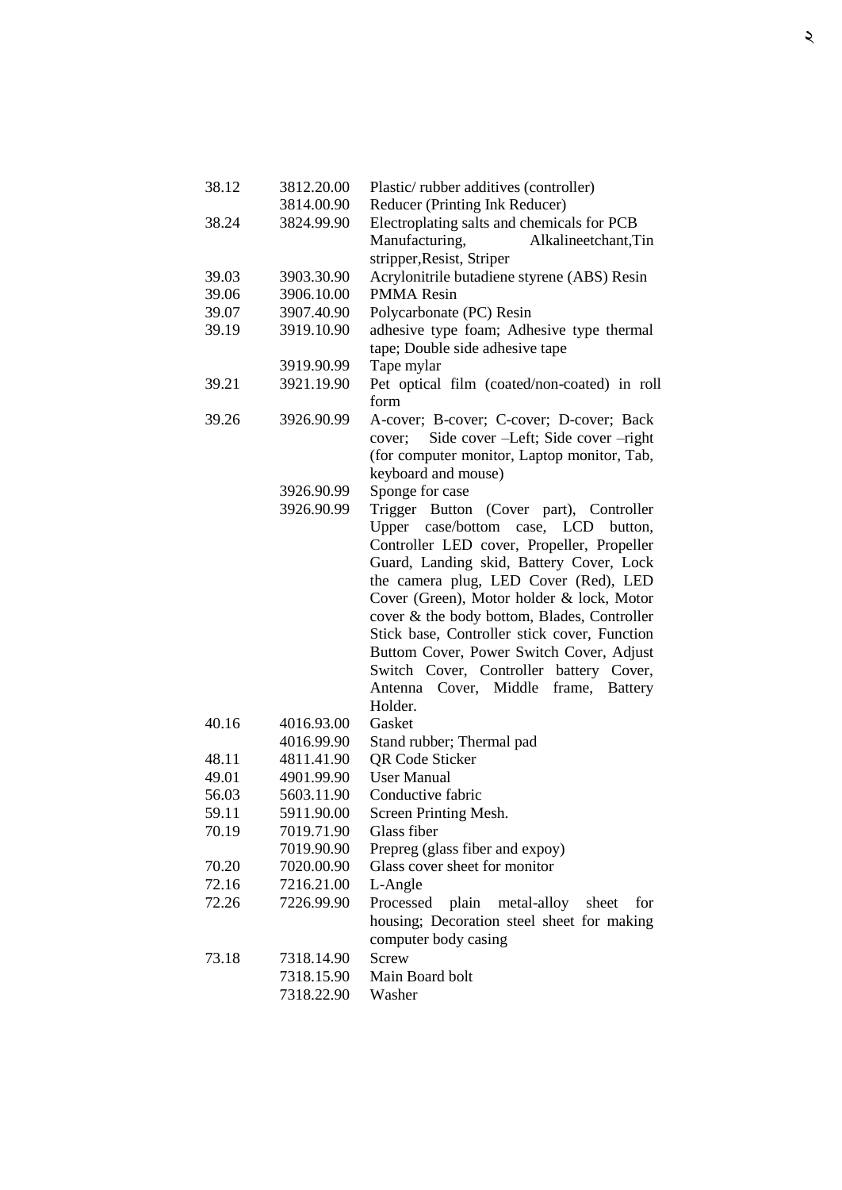| | | |
|---|---|---|
| 38.12 | 3812.20.00 | Plastic/ rubber additives (controller) |
| | 3814.00.90 | Reducer (Printing Ink Reducer) |
| 38.24 | 3824.99.90 | Electroplating salts and chemicals for PCB Manufacturing, Alkalineetchant,Tin stripper,Resist, Striper |
| 39.03 | 3903.30.90 | Acrylonitrile butadiene styrene (ABS) Resin |
| 39.06 | 3906.10.00 | PMMA Resin |
| 39.07 | 3907.40.90 | Polycarbonate (PC) Resin |
| 39.19 | 3919.10.90 | adhesive type foam; Adhesive type thermal tape; Double side adhesive tape |
| | 3919.90.99 | Tape mylar |
| 39.21 | 3921.19.90 | Pet optical film (coated/non-coated) in roll form |
| 39.26 | 3926.90.99 | A-cover; B-cover; C-cover; D-cover; Back cover; Side cover –Left; Side cover –right (for computer monitor, Laptop monitor, Tab, keyboard and mouse) |
| | 3926.90.99 | Sponge for case |
| | 3926.90.99 | Trigger Button (Cover part), Controller Upper case/bottom case, LCD button, Controller LED cover, Propeller, Propeller Guard, Landing skid, Battery Cover, Lock the camera plug, LED Cover (Red), LED Cover (Green), Motor holder & lock, Motor cover & the body bottom, Blades, Controller Stick base, Controller stick cover, Function Buttom Cover, Power Switch Cover, Adjust Switch Cover, Controller battery Cover, Antenna Cover, Middle frame, Battery Holder. |
| 40.16 | 4016.93.00 | Gasket |
| | 4016.99.90 | Stand rubber; Thermal pad |
| 48.11 | 4811.41.90 | QR Code Sticker |
| 49.01 | 4901.99.90 | User Manual |
| 56.03 | 5603.11.90 | Conductive fabric |
| 59.11 | 5911.90.00 | Screen Printing Mesh. |
| 70.19 | 7019.71.90 | Glass fiber |
| | 7019.90.90 | Prepreg (glass fiber and expoy) |
| 70.20 | 7020.00.90 | Glass cover sheet for monitor |
| 72.16 | 7216.21.00 | L-Angle |
| 72.26 | 7226.99.90 | Processed plain metal-alloy sheet for housing; Decoration steel sheet for making computer body casing |
| 73.18 | 7318.14.90 | Screw |
| | 7318.15.90 | Main Board bolt |
| | 7318.22.90 | Washer |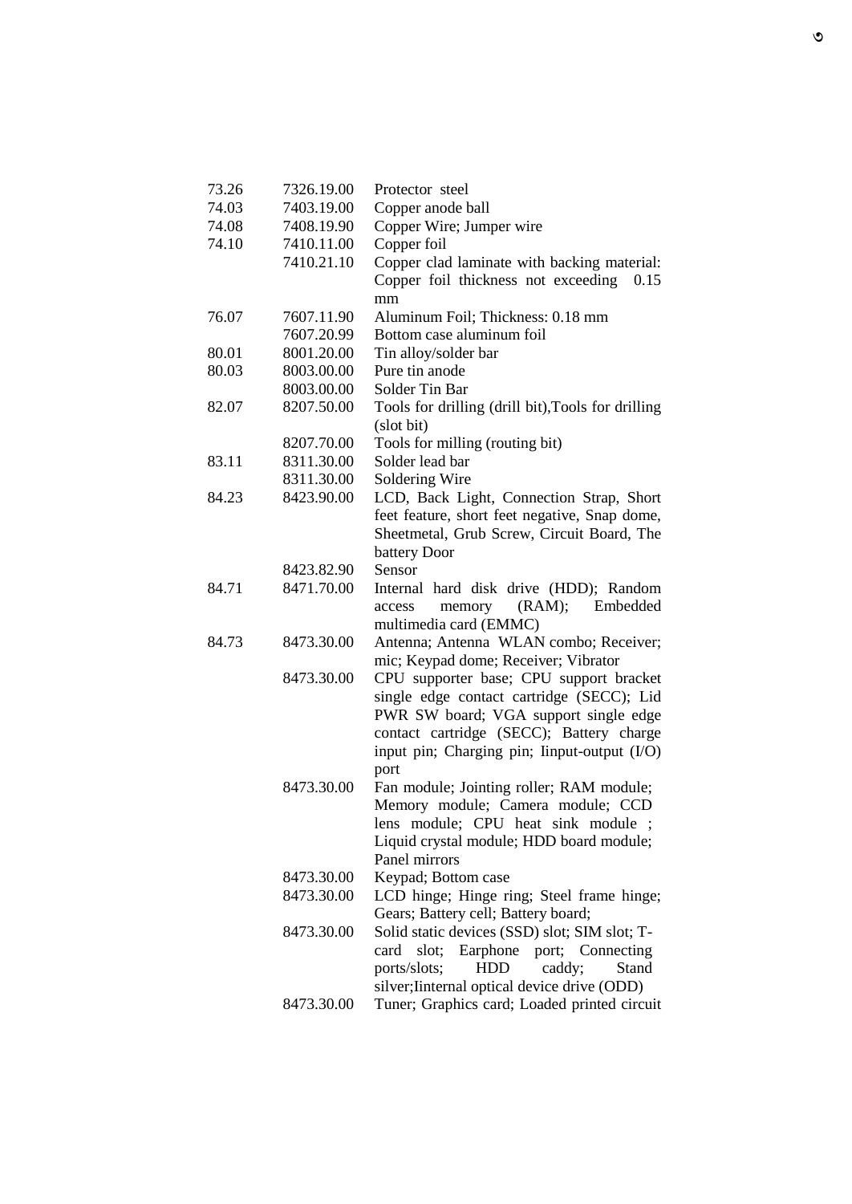| | | |
|---|---|---|
| 73.26 | 7326.19.00 | Protector steel |
| 74.03 | 7403.19.00 | Copper anode ball |
| 74.08 | 7408.19.90 | Copper Wire; Jumper wire |
| 74.10 | 7410.11.00 | Copper foil |
| | 7410.21.10 | Copper clad laminate with backing material: Copper foil thickness not exceeding 0.15 mm |
| 76.07 | 7607.11.90 | Aluminum Foil; Thickness: 0.18 mm |
| | 7607.20.99 | Bottom case aluminum foil |
| 80.01 | 8001.20.00 | Tin alloy/solder bar |
| 80.03 | 8003.00.00 | Pure tin anode |
| | 8003.00.00 | Solder Tin Bar |
| 82.07 | 8207.50.00 | Tools for drilling (drill bit),Tools for drilling (slot bit) |
| | 8207.70.00 | Tools for milling (routing bit) |
| 83.11 | 8311.30.00 | Solder lead bar |
| | 8311.30.00 | Soldering Wire |
| 84.23 | 8423.90.00 | LCD, Back Light, Connection Strap, Short feet feature, short feet negative, Snap dome, Sheetmetal, Grub Screw, Circuit Board, The battery Door |
| | 8423.82.90 | Sensor |
| 84.71 | 8471.70.00 | Internal hard disk drive (HDD); Random access memory (RAM); Embedded multimedia card (EMMC) |
| 84.73 | 8473.30.00 | Antenna; Antenna WLAN combo; Receiver; mic; Keypad dome; Receiver; Vibrator |
| | 8473.30.00 | CPU supporter base; CPU support bracket single edge contact cartridge (SECC); Lid PWR SW board; VGA support single edge contact cartridge (SECC); Battery charge input pin; Charging pin; Iinput-output (I/O) port |
| | 8473.30.00 | Fan module; Jointing roller; RAM module; Memory module; Camera module; CCD lens module; CPU heat sink module ; Liquid crystal module; HDD board module; Panel mirrors |
| | 8473.30.00 | Keypad; Bottom case |
| | 8473.30.00 | LCD hinge; Hinge ring; Steel frame hinge; Gears; Battery cell; Battery board; |
| | 8473.30.00 | Solid static devices (SSD) slot; SIM slot; T-card slot; Earphone port; Connecting ports/slots; HDD caddy; Stand silver;Iinternal optical device drive (ODD) |
| | 8473.30.00 | Tuner; Graphics card; Loaded printed circuit |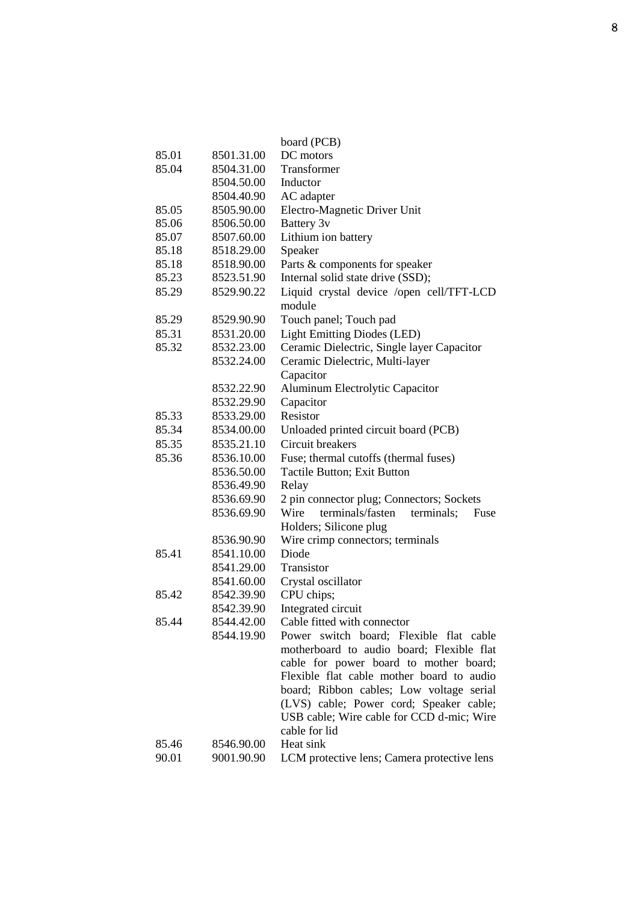| | | board (PCB) |
|---|---|---|
| 85.01 | 8501.31.00 | DC motors |
| 85.04 | 8504.31.00 | Transformer |
| | 8504.50.00 | Inductor |
| | 8504.40.90 | AC adapter |
| 85.05 | 8505.90.00 | Electro-Magnetic Driver Unit |
| 85.06 | 8506.50.00 | Battery 3v |
| 85.07 | 8507.60.00 | Lithium ion battery |
| 85.18 | 8518.29.00 | Speaker |
| 85.18 | 8518.90.00 | Parts & components for speaker |
| 85.23 | 8523.51.90 | Internal solid state drive (SSD); |
| 85.29 | 8529.90.22 | Liquid crystal device /open cell/TFT-LCD module |
| 85.29 | 8529.90.90 | Touch panel; Touch pad |
| 85.31 | 8531.20.00 | Light Emitting Diodes (LED) |
| 85.32 | 8532.23.00 | Ceramic Dielectric, Single layer Capacitor |
| | 8532.24.00 | Ceramic Dielectric, Multi-layer Capacitor |
| | 8532.22.90 | Aluminum Electrolytic Capacitor |
| | 8532.29.90 | Capacitor |
| 85.33 | 8533.29.00 | Resistor |
| 85.34 | 8534.00.00 | Unloaded printed circuit board (PCB) |
| 85.35 | 8535.21.10 | Circuit breakers |
| 85.36 | 8536.10.00 | Fuse; thermal cutoffs (thermal fuses) |
| | 8536.50.00 | Tactile Button; Exit Button |
| | 8536.49.90 | Relay |
| | 8536.69.90 | 2 pin connector plug; Connectors; Sockets |
| | 8536.69.90 | Wire terminals/fasten terminals; Fuse Holders; Silicone plug |
| | 8536.90.90 | Wire crimp connectors; terminals |
| 85.41 | 8541.10.00 | Diode |
| | 8541.29.00 | Transistor |
| | 8541.60.00 | Crystal oscillator |
| 85.42 | 8542.39.90 | CPU chips; |
| | 8542.39.90 | Integrated circuit |
| 85.44 | 8544.42.00 | Cable fitted with connector |
| | 8544.19.90 | Power switch board; Flexible flat cable motherboard to audio board; Flexible flat cable for power board to mother board; Flexible flat cable mother board to audio board; Ribbon cables; Low voltage serial (LVS) cable; Power cord; Speaker cable; USB cable; Wire cable for CCD d-mic; Wire cable for lid |
| 85.46 | 8546.90.00 | Heat sink |
| 90.01 | 9001.90.90 | LCM protective lens; Camera protective lens |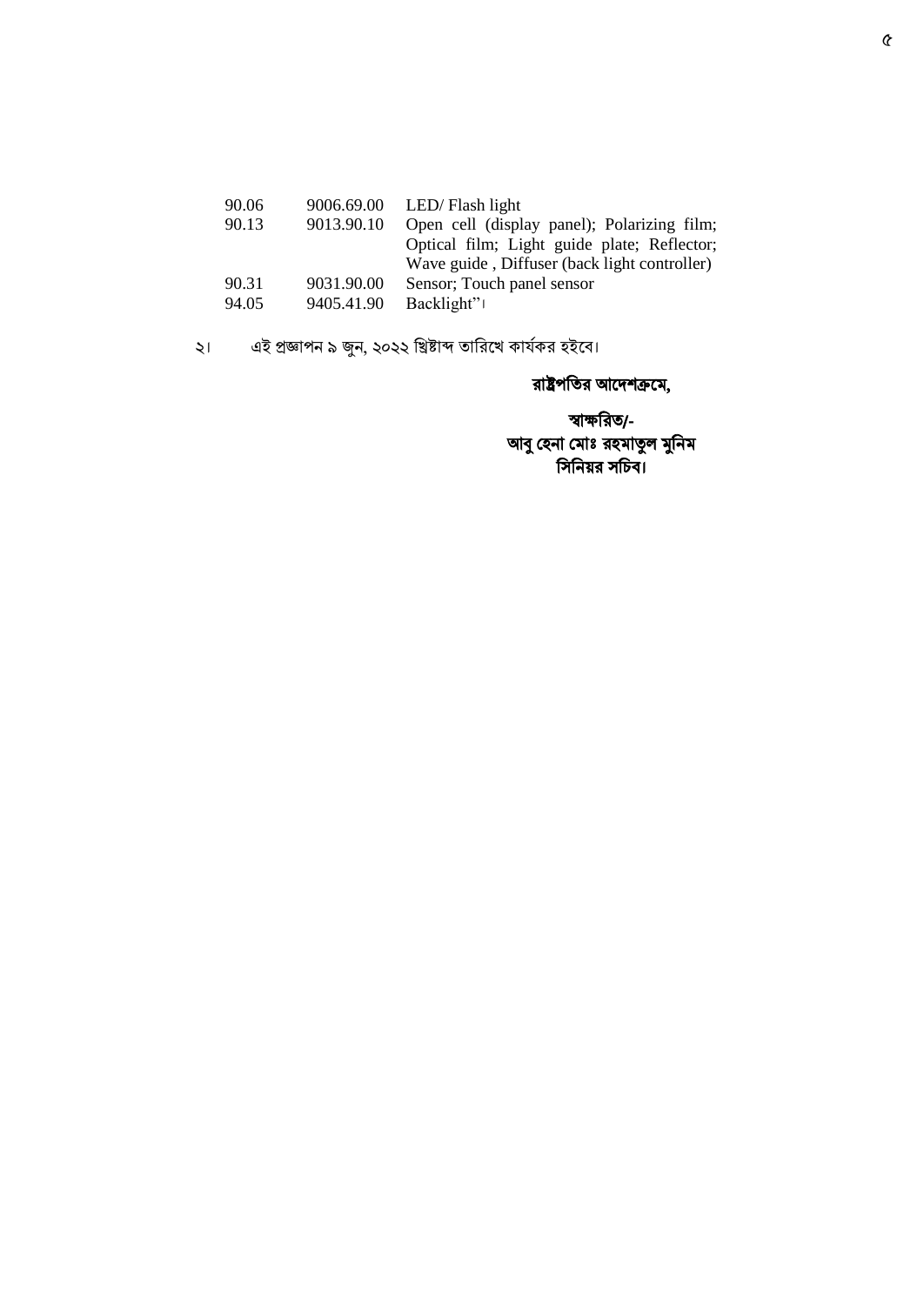| | | |
|---|---|---|
| 90.06 | 9006.69.00 | LED/ Flash light |
| 90.13 | 9013.90.10 | Open cell (display panel); Polarizing film; Optical film; Light guide plate; Reflector; Wave guide , Diffuser (back light controller) |
| 90.31 | 9031.90.00 | Sensor; Touch panel sensor |
| 94.05 | 9405.41.90 | Backlight"। |

২। এই প্রজ্ঞাপন ৯ জুন, ২০২২ খ্রিষ্টাব্দ তারিখে কার্যকর হইবে।

**রাষ্ট্রপতির আদেশক্রমে,**

**স্বাক্ষরিত/-**
**আবু হেনা মোঃ রহমাতুল মুনিম**
**সিনিয়র সচিব।**